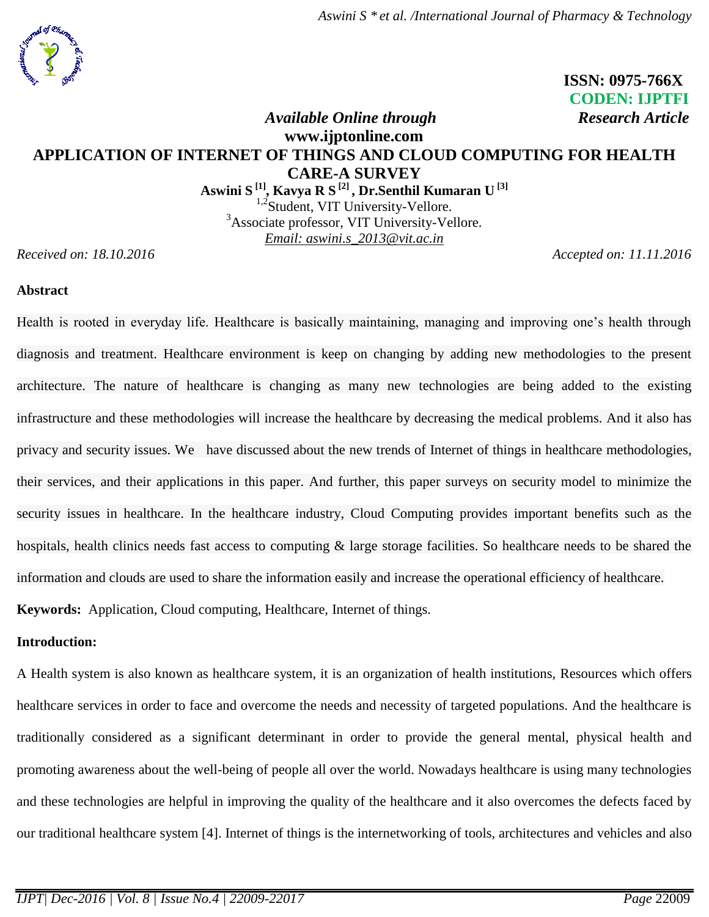ISSN: 0975-766X
CODEN: IJPTFI

*Available Online through* *Research Article*
**www.ijptonline.com**

# APPLICATION OF INTERNET OF THINGS AND CLOUD COMPUTING FOR HEALTH CARE-A SURVEY

**Aswini S [1], Kavya R S [2], Dr.Senthil Kumaran U [3]**

[1,2]Student, VIT University-Vellore.
[3]Associate professor, VIT University-Vellore.
*Email: aswini.s_2013@vit.ac.in*

*Received on: 18.10.2016* *Accepted on: 11.11.2016*

## Abstract

Health is rooted in everyday life. Healthcare is basically maintaining, managing and improving one's health through diagnosis and treatment. Healthcare environment is keep on changing by adding new methodologies to the present architecture. The nature of healthcare is changing as many new technologies are being added to the existing infrastructure and these methodologies will increase the healthcare by decreasing the medical problems. And it also has privacy and security issues. We have discussed about the new trends of Internet of things in healthcare methodologies, their services, and their applications in this paper. And further, this paper surveys on security model to minimize the security issues in healthcare. In the healthcare industry, Cloud Computing provides important benefits such as the hospitals, health clinics needs fast access to computing & large storage facilities. So healthcare needs to be shared the information and clouds are used to share the information easily and increase the operational efficiency of healthcare.

**Keywords:** Application, Cloud computing, Healthcare, Internet of things.

## Introduction:

A Health system is also known as healthcare system, it is an organization of health institutions, Resources which offers healthcare services in order to face and overcome the needs and necessity of targeted populations. And the healthcare is traditionally considered as a significant determinant in order to provide the general mental, physical health and promoting awareness about the well-being of people all over the world. Nowadays healthcare is using many technologies and these technologies are helpful in improving the quality of the healthcare and it also overcomes the defects faced by our traditional healthcare system [4]. Internet of things is the internetworking of tools, architectures and vehicles and also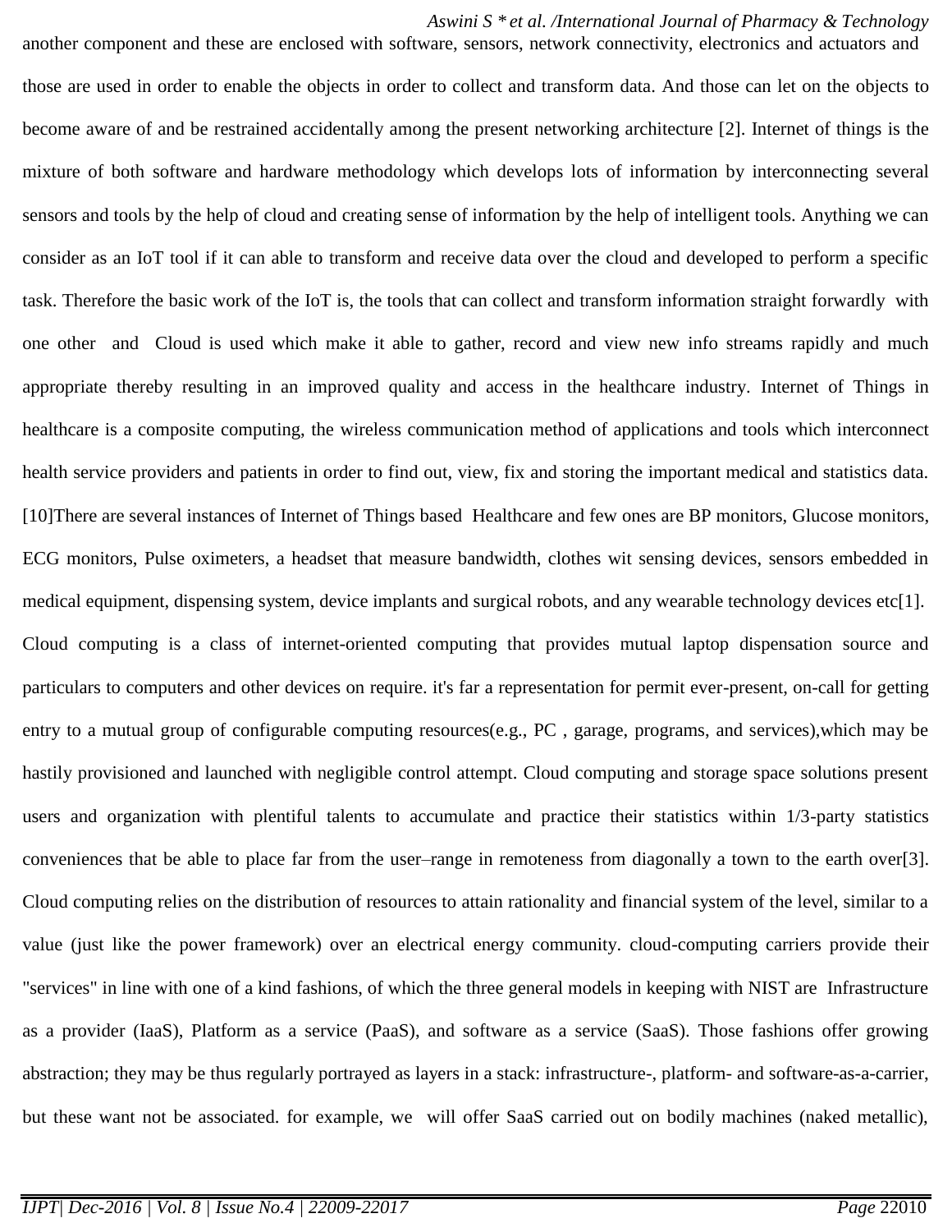another component and these are enclosed with software, sensors, network connectivity, electronics and actuators and those are used in order to enable the objects in order to collect and transform data. And those can let on the objects to become aware of and be restrained accidentally among the present networking architecture [2]. Internet of things is the mixture of both software and hardware methodology which develops lots of information by interconnecting several sensors and tools by the help of cloud and creating sense of information by the help of intelligent tools. Anything we can consider as an IoT tool if it can able to transform and receive data over the cloud and developed to perform a specific task. Therefore the basic work of the IoT is, the tools that can collect and transform information straight forwardly with one other and Cloud is used which make it able to gather, record and view new info streams rapidly and much appropriate thereby resulting in an improved quality and access in the healthcare industry. Internet of Things in healthcare is a composite computing, the wireless communication method of applications and tools which interconnect health service providers and patients in order to find out, view, fix and storing the important medical and statistics data. [10]There are several instances of Internet of Things based Healthcare and few ones are BP monitors, Glucose monitors, ECG monitors, Pulse oximeters, a headset that measure bandwidth, clothes wit sensing devices, sensors embedded in medical equipment, dispensing system, device implants and surgical robots, and any wearable technology devices etc[1].

Cloud computing is a class of internet-oriented computing that provides mutual laptop dispensation source and particulars to computers and other devices on require. it's far a representation for permit ever-present, on-call for getting entry to a mutual group of configurable computing resources(e.g., PC , garage, programs, and services),which may be hastily provisioned and launched with negligible control attempt. Cloud computing and storage space solutions present users and organization with plentiful talents to accumulate and practice their statistics within 1/3-party statistics conveniences that be able to place far from the user–range in remoteness from diagonally a town to the earth over[3]. Cloud computing relies on the distribution of resources to attain rationality and financial system of the level, similar to a value (just like the power framework) over an electrical energy community. cloud-computing carriers provide their "services" in line with one of a kind fashions, of which the three general models in keeping with NIST are Infrastructure as a provider (IaaS), Platform as a service (PaaS), and software as a service (SaaS). Those fashions offer growing abstraction; they may be thus regularly portrayed as layers in a stack: infrastructure-, platform- and software-as-a-carrier, but these want not be associated. for example, we will offer SaaS carried out on bodily machines (naked metallic),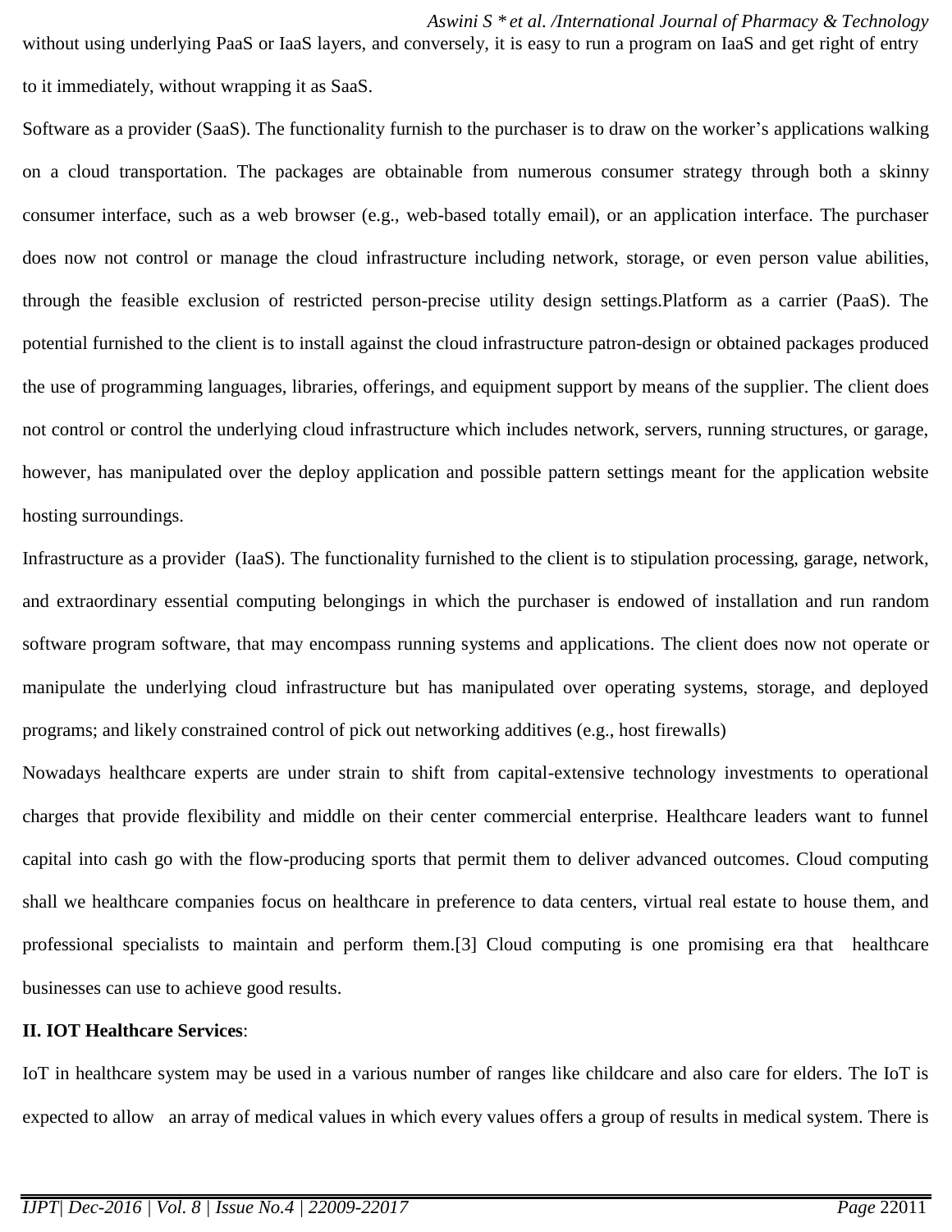without using underlying PaaS or IaaS layers, and conversely, it is easy to run a program on IaaS and get right of entry to it immediately, without wrapping it as SaaS.

Software as a provider (SaaS). The functionality furnish to the purchaser is to draw on the worker's applications walking on a cloud transportation. The packages are obtainable from numerous consumer strategy through both a skinny consumer interface, such as a web browser (e.g., web-based totally email), or an application interface. The purchaser does now not control or manage the cloud infrastructure including network, storage, or even person value abilities, through the feasible exclusion of restricted person-precise utility design settings.Platform as a carrier (PaaS). The potential furnished to the client is to install against the cloud infrastructure patron-design or obtained packages produced the use of programming languages, libraries, offerings, and equipment support by means of the supplier. The client does not control or control the underlying cloud infrastructure which includes network, servers, running structures, or garage, however, has manipulated over the deploy application and possible pattern settings meant for the application website hosting surroundings.

Infrastructure as a provider (IaaS). The functionality furnished to the client is to stipulation processing, garage, network, and extraordinary essential computing belongings in which the purchaser is endowed of installation and run random software program software, that may encompass running systems and applications. The client does now not operate or manipulate the underlying cloud infrastructure but has manipulated over operating systems, storage, and deployed programs; and likely constrained control of pick out networking additives (e.g., host firewalls)

Nowadays healthcare experts are under strain to shift from capital-extensive technology investments to operational charges that provide flexibility and middle on their center commercial enterprise. Healthcare leaders want to funnel capital into cash go with the flow-producing sports that permit them to deliver advanced outcomes. Cloud computing shall we healthcare companies focus on healthcare in preference to data centers, virtual real estate to house them, and professional specialists to maintain and perform them.[3] Cloud computing is one promising era that healthcare businesses can use to achieve good results.

**II. IOT Healthcare Services**:

IoT in healthcare system may be used in a various number of ranges like childcare and also care for elders. The IoT is expected to allow an array of medical values in which every values offers a group of results in medical system. There is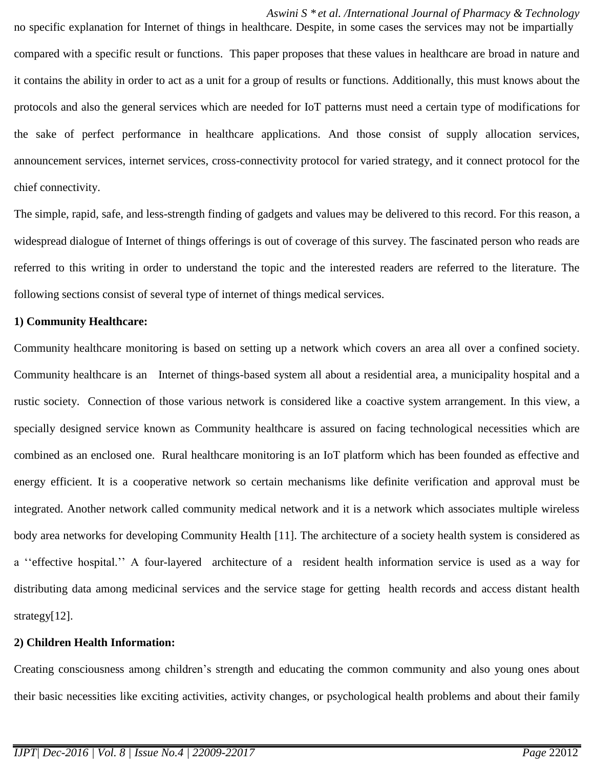no specific explanation for Internet of things in healthcare. Despite, in some cases the services may not be impartially compared with a specific result or functions. This paper proposes that these values in healthcare are broad in nature and it contains the ability in order to act as a unit for a group of results or functions. Additionally, this must knows about the protocols and also the general services which are needed for IoT patterns must need a certain type of modifications for the sake of perfect performance in healthcare applications. And those consist of supply allocation services, announcement services, internet services, cross-connectivity protocol for varied strategy, and it connect protocol for the chief connectivity.

The simple, rapid, safe, and less-strength finding of gadgets and values may be delivered to this record. For this reason, a widespread dialogue of Internet of things offerings is out of coverage of this survey. The fascinated person who reads are referred to this writing in order to understand the topic and the interested readers are referred to the literature. The following sections consist of several type of internet of things medical services.

**1) Community Healthcare:**

Community healthcare monitoring is based on setting up a network which covers an area all over a confined society. Community healthcare is an Internet of things-based system all about a residential area, a municipality hospital and a rustic society. Connection of those various network is considered like a coactive system arrangement. In this view, a specially designed service known as Community healthcare is assured on facing technological necessities which are combined as an enclosed one. Rural healthcare monitoring is an IoT platform which has been founded as effective and energy efficient. It is a cooperative network so certain mechanisms like definite verification and approval must be integrated. Another network called community medical network and it is a network which associates multiple wireless body area networks for developing Community Health [11]. The architecture of a society health system is considered as a ''effective hospital.'' A four-layered architecture of a resident health information service is used as a way for distributing data among medicinal services and the service stage for getting health records and access distant health strategy[12].

**2) Children Health Information:**

Creating consciousness among children's strength and educating the common community and also young ones about their basic necessities like exciting activities, activity changes, or psychological health problems and about their family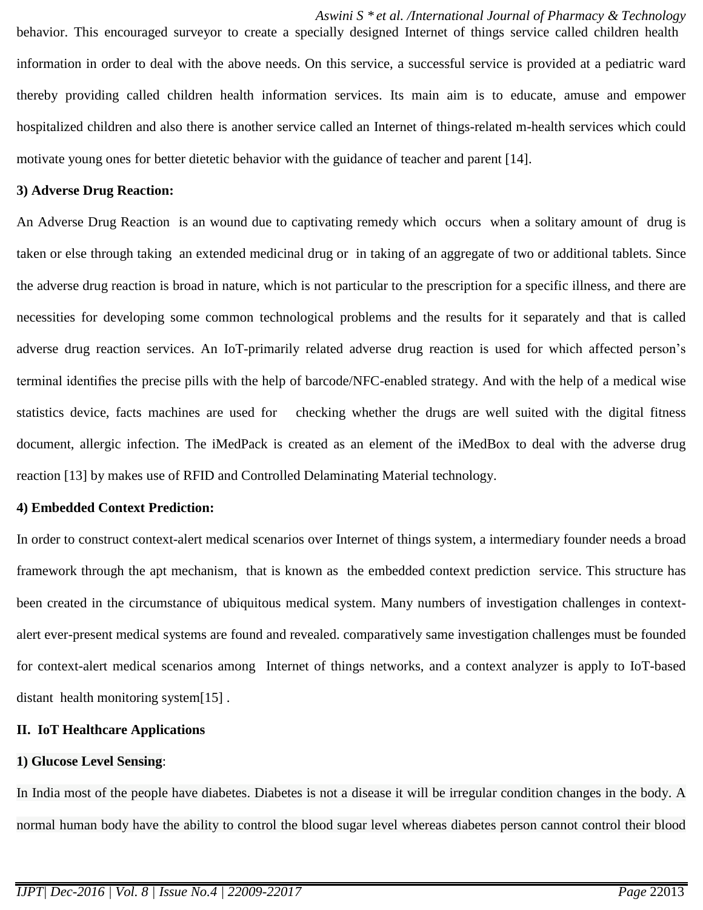behavior. This encouraged surveyor to create a specially designed Internet of things service called children health information in order to deal with the above needs. On this service, a successful service is provided at a pediatric ward thereby providing called children health information services. Its main aim is to educate, amuse and empower hospitalized children and also there is another service called an Internet of things-related m-health services which could motivate young ones for better dietetic behavior with the guidance of teacher and parent [14].

**3) Adverse Drug Reaction:**

An Adverse Drug Reaction is an wound due to captivating remedy which occurs when a solitary amount of drug is taken or else through taking an extended medicinal drug or in taking of an aggregate of two or additional tablets. Since the adverse drug reaction is broad in nature, which is not particular to the prescription for a specific illness, and there are necessities for developing some common technological problems and the results for it separately and that is called adverse drug reaction services. An IoT-primarily related adverse drug reaction is used for which affected person's terminal identifies the precise pills with the help of barcode/NFC-enabled strategy. And with the help of a medical wise statistics device, facts machines are used for checking whether the drugs are well suited with the digital fitness document, allergic infection. The iMedPack is created as an element of the iMedBox to deal with the adverse drug reaction [13] by makes use of RFID and Controlled Delaminating Material technology.

**4) Embedded Context Prediction:**

In order to construct context-alert medical scenarios over Internet of things system, a intermediary founder needs a broad framework through the apt mechanism, that is known as the embedded context prediction service. This structure has been created in the circumstance of ubiquitous medical system. Many numbers of investigation challenges in context-alert ever-present medical systems are found and revealed. comparatively same investigation challenges must be founded for context-alert medical scenarios among Internet of things networks, and a context analyzer is apply to IoT-based distant health monitoring system[15] .

## II. IoT Healthcare Applications

**1) Glucose Level Sensing**:

In India most of the people have diabetes. Diabetes is not a disease it will be irregular condition changes in the body. A normal human body have the ability to control the blood sugar level whereas diabetes person cannot control their blood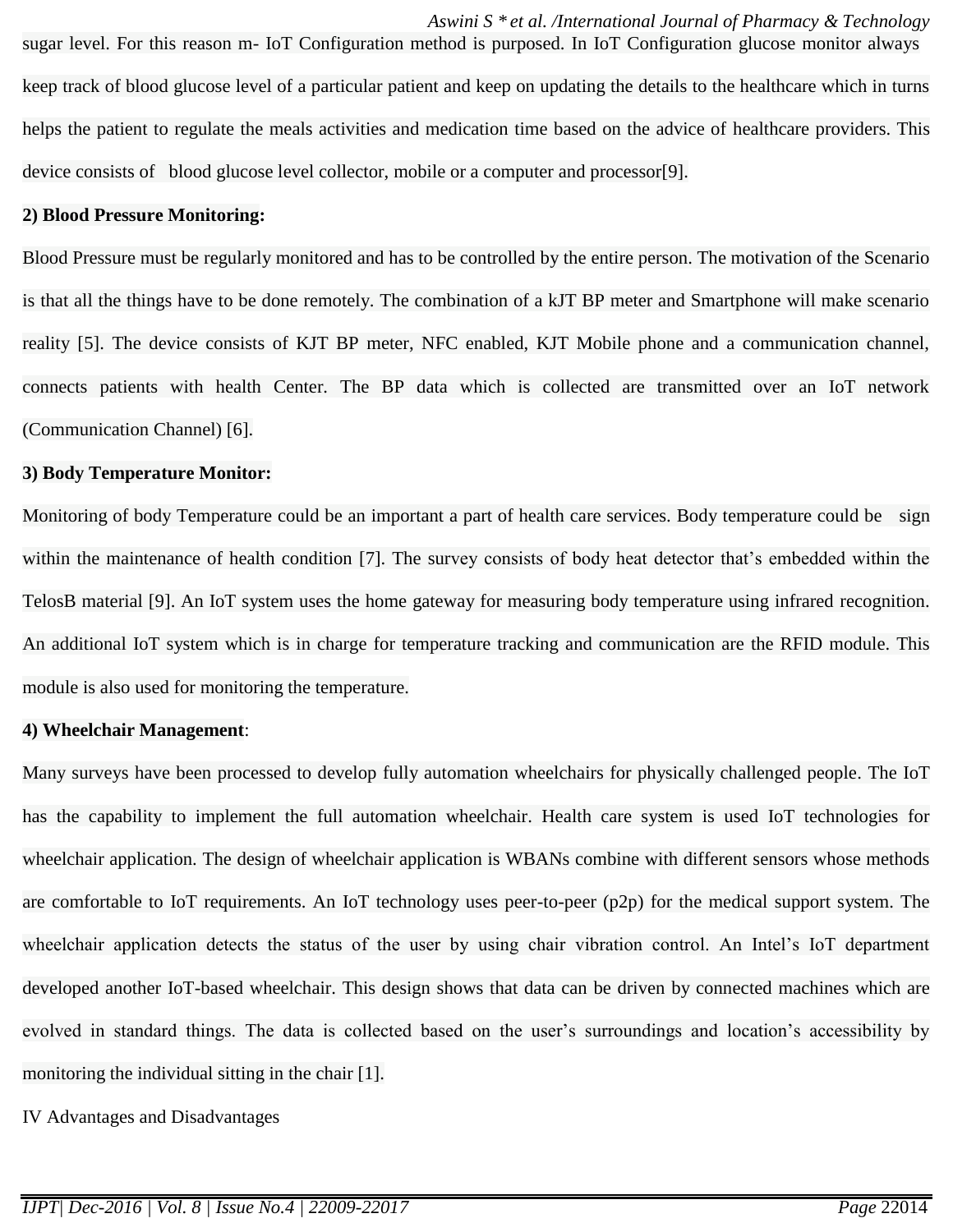sugar level. For this reason m- IoT Configuration method is purposed. In IoT Configuration glucose monitor always keep track of blood glucose level of a particular patient and keep on updating the details to the healthcare which in turns helps the patient to regulate the meals activities and medication time based on the advice of healthcare providers. This device consists of blood glucose level collector, mobile or a computer and processor[9].

**2) Blood Pressure Monitoring:**

Blood Pressure must be regularly monitored and has to be controlled by the entire person. The motivation of the Scenario is that all the things have to be done remotely. The combination of a kJT BP meter and Smartphone will make scenario reality [5]. The device consists of KJT BP meter, NFC enabled, KJT Mobile phone and a communication channel, connects patients with health Center. The BP data which is collected are transmitted over an IoT network (Communication Channel) [6].

**3) Body Temperature Monitor:**

Monitoring of body Temperature could be an important a part of health care services. Body temperature could be sign within the maintenance of health condition [7]. The survey consists of body heat detector that's embedded within the TelosB material [9]. An IoT system uses the home gateway for measuring body temperature using infrared recognition. An additional IoT system which is in charge for temperature tracking and communication are the RFID module. This module is also used for monitoring the temperature.

**4) Wheelchair Management**:

Many surveys have been processed to develop fully automation wheelchairs for physically challenged people. The IoT has the capability to implement the full automation wheelchair. Health care system is used IoT technologies for wheelchair application. The design of wheelchair application is WBANs combine with different sensors whose methods are comfortable to IoT requirements. An IoT technology uses peer-to-peer (p2p) for the medical support system. The wheelchair application detects the status of the user by using chair vibration control. An Intel's IoT department developed another IoT-based wheelchair. This design shows that data can be driven by connected machines which are evolved in standard things. The data is collected based on the user's surroundings and location's accessibility by monitoring the individual sitting in the chair [1].

IV Advantages and Disadvantages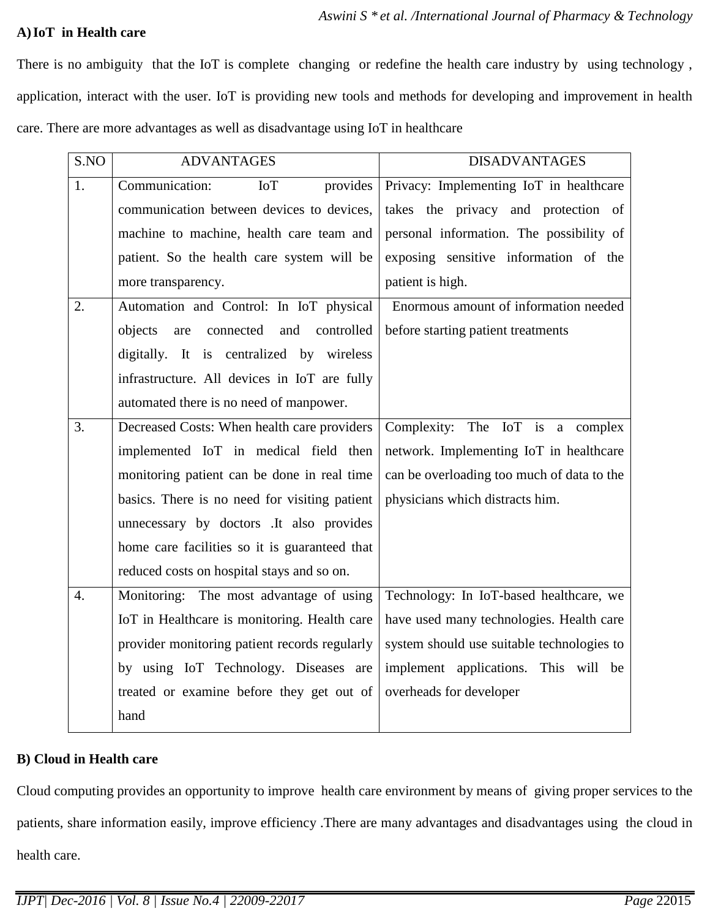### A) IoT in Health care

There is no ambiguity that the IoT is complete changing or redefine the health care industry by using technology , application, interact with the user. IoT is providing new tools and methods for developing and improvement in health care. There are more advantages as well as disadvantage using IoT in healthcare

| S.NO | ADVANTAGES | DISADVANTAGES |
|---|---|---|
| 1. | Communication: IoT provides communication between devices to devices, machine to machine, health care team and patient. So the health care system will be more transparency. | Privacy: Implementing IoT in healthcare takes the privacy and protection of personal information. The possibility of exposing sensitive information of the patient is high. |
| 2. | Automation and Control: In IoT physical objects are connected and controlled digitally. It is centralized by wireless infrastructure. All devices in IoT are fully automated there is no need of manpower. | Enormous amount of information needed before starting patient treatments |
| 3. | Decreased Costs: When health care providers implemented IoT in medical field then monitoring patient can be done in real time basics. There is no need for visiting patient unnecessary by doctors .It also provides home care facilities so it is guaranteed that reduced costs on hospital stays and so on. | Complexity: The IoT is a complex network. Implementing IoT in healthcare can be overloading too much of data to the physicians which distracts him. |
| 4. | Monitoring: The most advantage of using IoT in Healthcare is monitoring. Health care provider monitoring patient records regularly by using IoT Technology. Diseases are treated or examine before they get out of hand | Technology: In IoT-based healthcare, we have used many technologies. Health care system should use suitable technologies to implement applications. This will be overheads for developer |

### B) Cloud in Health care

Cloud computing provides an opportunity to improve health care environment by means of giving proper services to the patients, share information easily, improve efficiency .There are many advantages and disadvantages using the cloud in health care.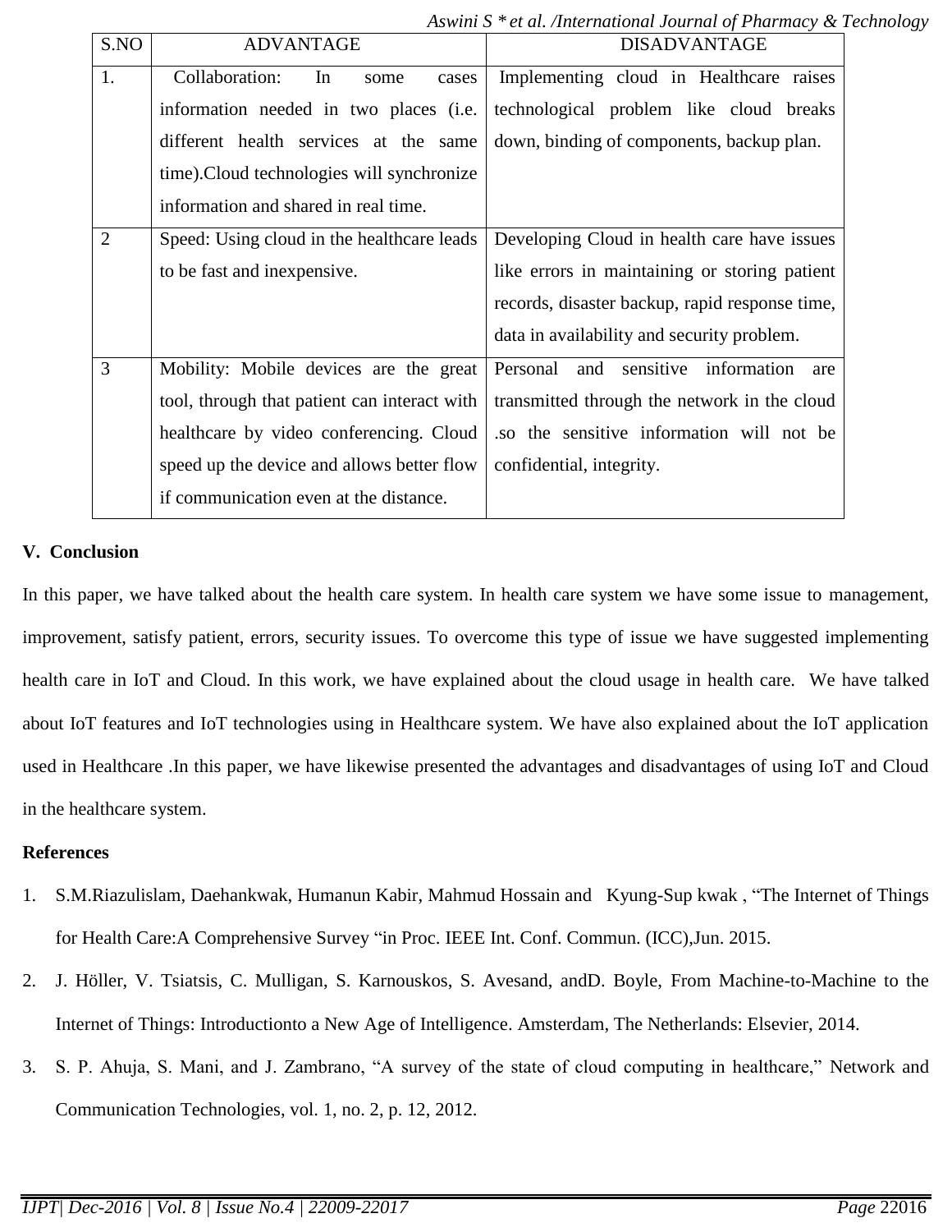| S.NO | ADVANTAGE | DISADVANTAGE |
|---|---|---|
| 1. | Collaboration: In some cases information needed in two places (i.e. different health services at the same time).Cloud technologies will synchronize information and shared in real time. | Implementing cloud in Healthcare raises technological problem like cloud breaks down, binding of components, backup plan. |
| 2 | Speed: Using cloud in the healthcare leads to be fast and inexpensive. | Developing Cloud in health care have issues like errors in maintaining or storing patient records, disaster backup, rapid response time, data in availability and security problem. |
| 3 | Mobility: Mobile devices are the great tool, through that patient can interact with healthcare by video conferencing. Cloud speed up the device and allows better flow if communication even at the distance. | Personal and sensitive information are transmitted through the network in the cloud .so the sensitive information will not be confidential, integrity. |

## V. Conclusion

In this paper, we have talked about the health care system. In health care system we have some issue to management, improvement, satisfy patient, errors, security issues. To overcome this type of issue we have suggested implementing health care in IoT and Cloud. In this work, we have explained about the cloud usage in health care. We have talked about IoT features and IoT technologies using in Healthcare system. We have also explained about the IoT application used in Healthcare .In this paper, we have likewise presented the advantages and disadvantages of using IoT and Cloud in the healthcare system.

## References

1. S.M.Riazulislam, Daehankwak, Humanun Kabir, Mahmud Hossain and Kyung-Sup kwak , "The Internet of Things for Health Care:A Comprehensive Survey "in Proc. IEEE Int. Conf. Commun. (ICC),Jun. 2015.
2. J. Höller, V. Tsiatsis, C. Mulligan, S. Karnouskos, S. Avesand, andD. Boyle, From Machine-to-Machine to the Internet of Things: Introductionto a New Age of Intelligence. Amsterdam, The Netherlands: Elsevier, 2014.
3. S. P. Ahuja, S. Mani, and J. Zambrano, "A survey of the state of cloud computing in healthcare," Network and Communication Technologies, vol. 1, no. 2, p. 12, 2012.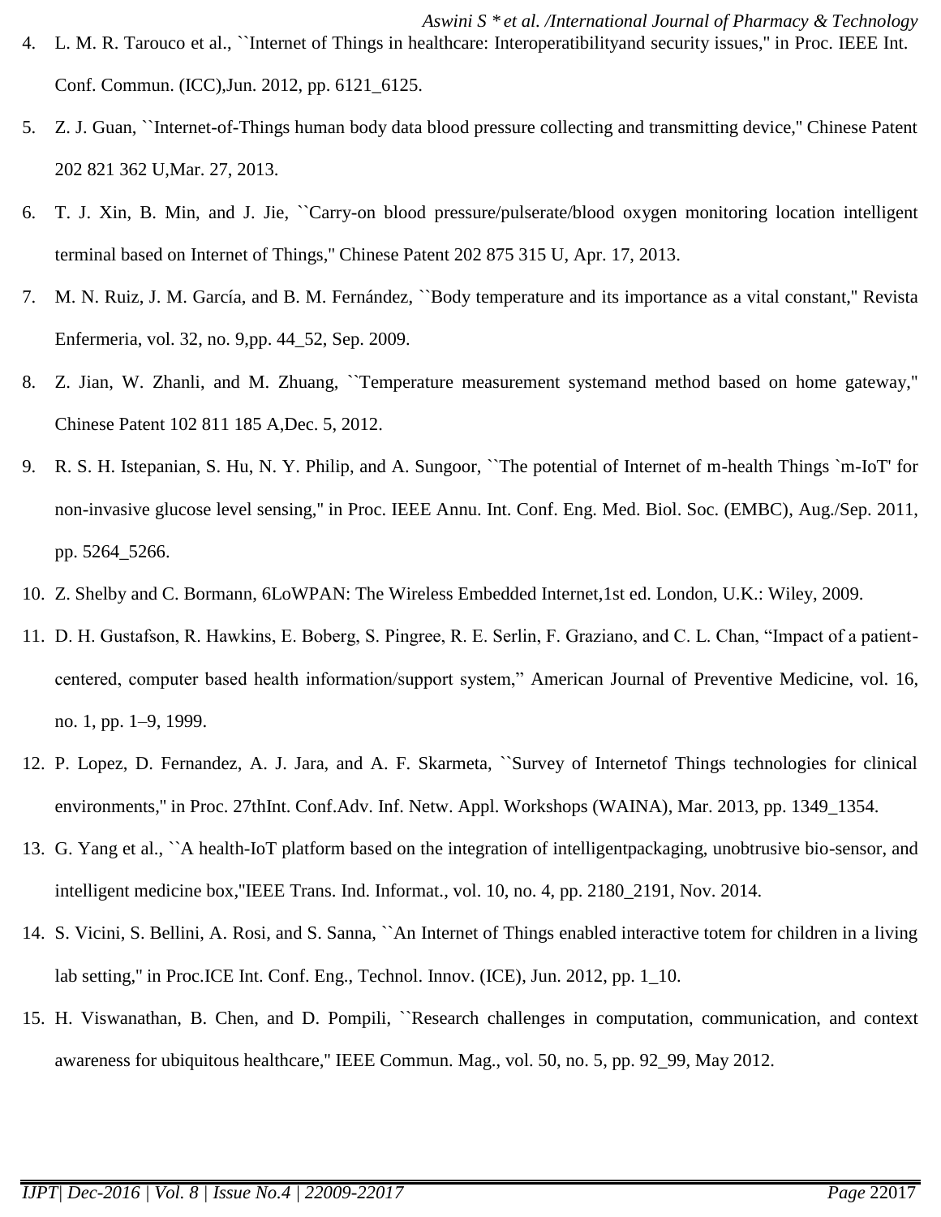4. L. M. R. Tarouco et al., ``Internet of Things in healthcare: Interoperatibilityand security issues,'' in Proc. IEEE Int. Conf. Commun. (ICC),Jun. 2012, pp. 6121_6125.
5. Z. J. Guan, ``Internet-of-Things human body data blood pressure collecting and transmitting device,'' Chinese Patent 202 821 362 U,Mar. 27, 2013.
6. T. J. Xin, B. Min, and J. Jie, ``Carry-on blood pressure/pulserate/blood oxygen monitoring location intelligent terminal based on Internet of Things,'' Chinese Patent 202 875 315 U, Apr. 17, 2013.
7. M. N. Ruiz, J. M. García, and B. M. Fernández, ``Body temperature and its importance as a vital constant,'' Revista Enfermeria, vol. 32, no. 9,pp. 44_52, Sep. 2009.
8. Z. Jian, W. Zhanli, and M. Zhuang, ``Temperature measurement systemand method based on home gateway,'' Chinese Patent 102 811 185 A,Dec. 5, 2012.
9. R. S. H. Istepanian, S. Hu, N. Y. Philip, and A. Sungoor, ``The potential of Internet of m-health Things `m-IoT' for non-invasive glucose level sensing,'' in Proc. IEEE Annu. Int. Conf. Eng. Med. Biol. Soc. (EMBC), Aug./Sep. 2011, pp. 5264_5266.
10. Z. Shelby and C. Bormann, 6LoWPAN: The Wireless Embedded Internet,1st ed. London, U.K.: Wiley, 2009.
11. D. H. Gustafson, R. Hawkins, E. Boberg, S. Pingree, R. E. Serlin, F. Graziano, and C. L. Chan, "Impact of a patient-centered, computer based health information/support system," American Journal of Preventive Medicine, vol. 16, no. 1, pp. 1–9, 1999.
12. P. Lopez, D. Fernandez, A. J. Jara, and A. F. Skarmeta, ``Survey of Internetof Things technologies for clinical environments,'' in Proc. 27thInt. Conf.Adv. Inf. Netw. Appl. Workshops (WAINA), Mar. 2013, pp. 1349_1354.
13. G. Yang et al., ``A health-IoT platform based on the integration of intelligentpackaging, unobtrusive bio-sensor, and intelligent medicine box,''IEEE Trans. Ind. Informat., vol. 10, no. 4, pp. 2180_2191, Nov. 2014.
14. S. Vicini, S. Bellini, A. Rosi, and S. Sanna, ``An Internet of Things enabled interactive totem for children in a living lab setting,'' in Proc.ICE Int. Conf. Eng., Technol. Innov. (ICE), Jun. 2012, pp. 1_10.
15. H. Viswanathan, B. Chen, and D. Pompili, ``Research challenges in computation, communication, and context awareness for ubiquitous healthcare,'' IEEE Commun. Mag., vol. 50, no. 5, pp. 92_99, May 2012.